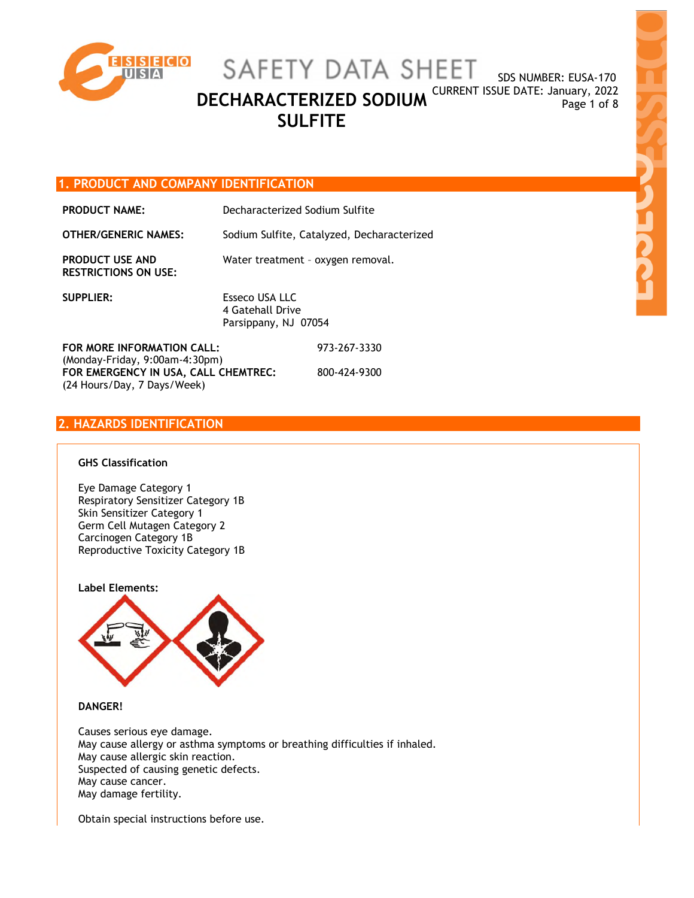# SAFETY DATA SHEET

## DECHARACTERIZED SODIUM SULFITE

SDS NUMBER: EUSA-170
CURRENT ISSUE DATE: January, 2022

## 1. PRODUCT AND COMPANY IDENTIFICATION

**PRODUCT NAME:** Decharacterized Sodium Sulfite

**OTHER/GENERIC NAMES:** Sodium Sulfite, Catalyzed, Decharacterized

**PRODUCT USE AND RESTRICTIONS ON USE:** Water treatment – oxygen removal.

**SUPPLIER:** Esseco USA LLC
4 Gatehall Drive
Parsippany, NJ 07054

**FOR MORE INFORMATION CALL:** 973-267-3330
(Monday-Friday, 9:00am-4:30pm)

**FOR EMERGENCY IN USA, CALL CHEMTREC:** 800-424-9300
(24 Hours/Day, 7 Days/Week)

## 2. HAZARDS IDENTIFICATION

**GHS Classification**

Eye Damage Category 1
Respiratory Sensitizer Category 1B
Skin Sensitizer Category 1
Germ Cell Mutagen Category 2
Carcinogen Category 1B
Reproductive Toxicity Category 1B

**Label Elements:**

**DANGER!**

Causes serious eye damage.
May cause allergy or asthma symptoms or breathing difficulties if inhaled.
May cause allergic skin reaction.
Suspected of causing genetic defects.
May cause cancer.
May damage fertility.

Obtain special instructions before use.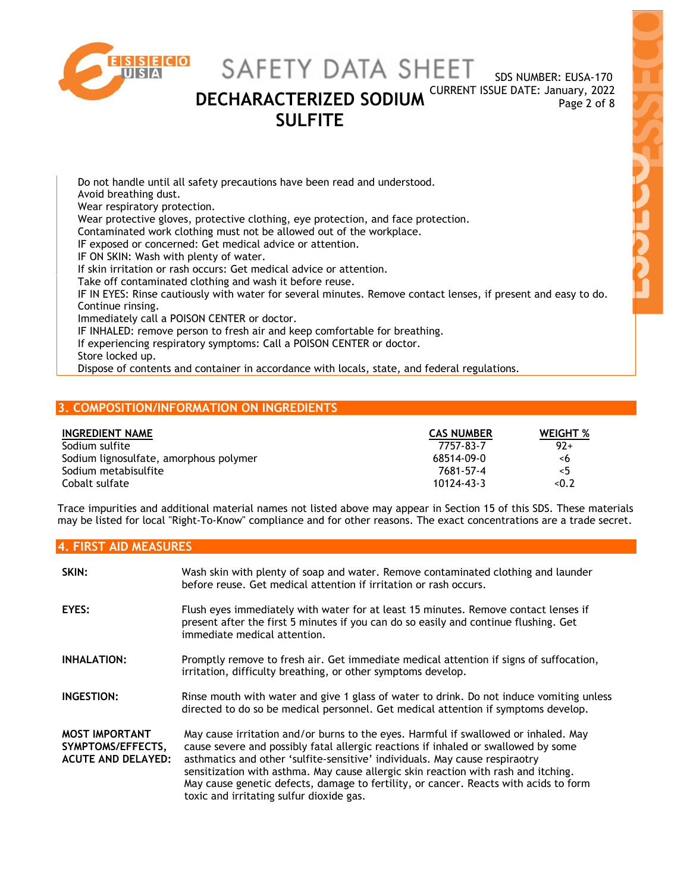Do not handle until all safety precautions have been read and understood.
Avoid breathing dust.
Wear respiratory protection.
Wear protective gloves, protective clothing, eye protection, and face protection.
Contaminated work clothing must not be allowed out of the workplace.
IF exposed or concerned: Get medical advice or attention.
IF ON SKIN: Wash with plenty of water.
If skin irritation or rash occurs: Get medical advice or attention.
Take off contaminated clothing and wash it before reuse.
IF IN EYES: Rinse cautiously with water for several minutes. Remove contact lenses, if present and easy to do. Continue rinsing.
Immediately call a POISON CENTER or doctor.
IF INHALED: remove person to fresh air and keep comfortable for breathing.
If experiencing respiratory symptoms: Call a POISON CENTER or doctor.
Store locked up.
Dispose of contents and container in accordance with locals, state, and federal regulations.

## 3. COMPOSITION/INFORMATION ON INGREDIENTS

| INGREDIENT NAME | CAS NUMBER | WEIGHT % |
|---|---|---|
| Sodium sulfite | 7757-83-7 | 92+ |
| Sodium lignosulfate, amorphous polymer | 68514-09-0 | <6 |
| Sodium metabisulfite | 7681-57-4 | <5 |
| Cobalt sulfate | 10124-43-3 | <0.2 |

Trace impurities and additional material names not listed above may appear in Section 15 of this SDS. These materials may be listed for local "Right-To-Know" compliance and for other reasons. The exact concentrations are a trade secret.

## 4. FIRST AID MEASURES

**SKIN:** Wash skin with plenty of soap and water. Remove contaminated clothing and launder before reuse. Get medical attention if irritation or rash occurs.

**EYES:** Flush eyes immediately with water for at least 15 minutes. Remove contact lenses if present after the first 5 minutes if you can do so easily and continue flushing. Get immediate medical attention.

**INHALATION:** Promptly remove to fresh air. Get immediate medical attention if signs of suffocation, irritation, difficulty breathing, or other symptoms develop.

**INGESTION:** Rinse mouth with water and give 1 glass of water to drink. Do not induce vomiting unless directed to do so be medical personnel. Get medical attention if symptoms develop.

**MOST IMPORTANT SYMPTOMS/EFFECTS, ACUTE AND DELAYED:** May cause irritation and/or burns to the eyes. Harmful if swallowed or inhaled. May cause severe and possibly fatal allergic reactions if inhaled or swallowed by some asthmatics and other 'sulfite-sensitive' individuals. May cause respiaotry sensitization with asthma. May cause allergic skin reaction with rash and itching. May cause genetic defects, damage to fertility, or cancer. Reacts with acids to form toxic and irritating sulfur dioxide gas.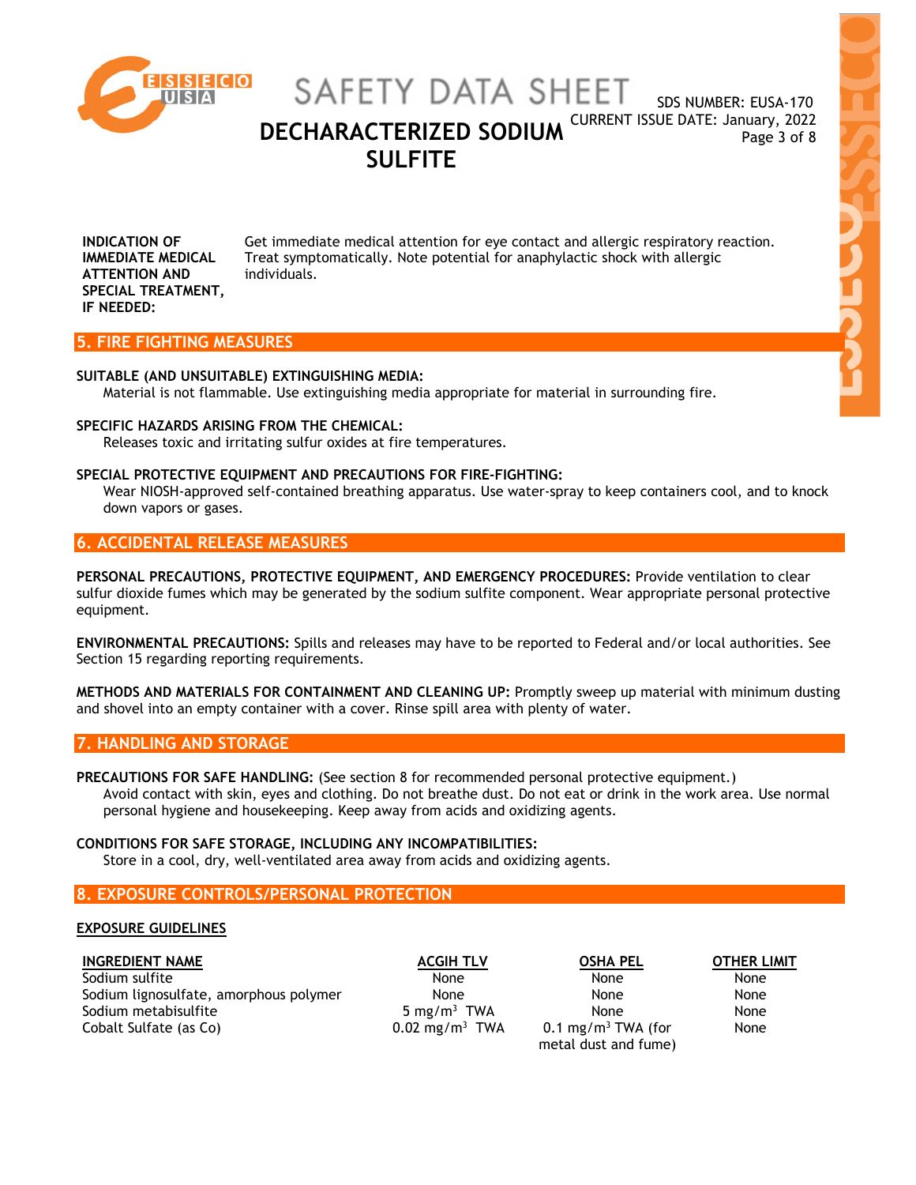**INDICATION OF IMMEDIATE MEDICAL ATTENTION AND SPECIAL TREATMENT, IF NEEDED:** Get immediate medical attention for eye contact and allergic respiratory reaction. Treat symptomatically. Note potential for anaphylactic shock with allergic individuals.

## 5. FIRE FIGHTING MEASURES

**SUITABLE (AND UNSUITABLE) EXTINGUISHING MEDIA:**
Material is not flammable. Use extinguishing media appropriate for material in surrounding fire.

**SPECIFIC HAZARDS ARISING FROM THE CHEMICAL:**
Releases toxic and irritating sulfur oxides at fire temperatures.

**SPECIAL PROTECTIVE EQUIPMENT AND PRECAUTIONS FOR FIRE-FIGHTING:**
Wear NIOSH-approved self-contained breathing apparatus. Use water-spray to keep containers cool, and to knock down vapors or gases.

## 6. ACCIDENTAL RELEASE MEASURES

**PERSONAL PRECAUTIONS, PROTECTIVE EQUIPMENT, AND EMERGENCY PROCEDURES:** Provide ventilation to clear sulfur dioxide fumes which may be generated by the sodium sulfite component. Wear appropriate personal protective equipment.

**ENVIRONMENTAL PRECAUTIONS:** Spills and releases may have to be reported to Federal and/or local authorities. See Section 15 regarding reporting requirements.

**METHODS AND MATERIALS FOR CONTAINMENT AND CLEANING UP:** Promptly sweep up material with minimum dusting and shovel into an empty container with a cover. Rinse spill area with plenty of water.

## 7. HANDLING AND STORAGE

**PRECAUTIONS FOR SAFE HANDLING:** (See section 8 for recommended personal protective equipment.)
Avoid contact with skin, eyes and clothing. Do not breathe dust. Do not eat or drink in the work area. Use normal personal hygiene and housekeeping. Keep away from acids and oxidizing agents.

**CONDITIONS FOR SAFE STORAGE, INCLUDING ANY INCOMPATIBILITIES:**
Store in a cool, dry, well-ventilated area away from acids and oxidizing agents.

## 8. EXPOSURE CONTROLS/PERSONAL PROTECTION

**EXPOSURE GUIDELINES**

| INGREDIENT NAME | ACGIH TLV | OSHA PEL | OTHER LIMIT |
|---|---|---|---|
| Sodium sulfite | None | None | None |
| Sodium lignosulfate, amorphous polymer | None | None | None |
| Sodium metabisulfite | 5 mg/m$^3$ TWA | None | None |
| Cobalt Sulfate (as Co) | 0.02 mg/m$^3$ TWA | 0.1 mg/m$^3$ TWA (for metal dust and fume) | None |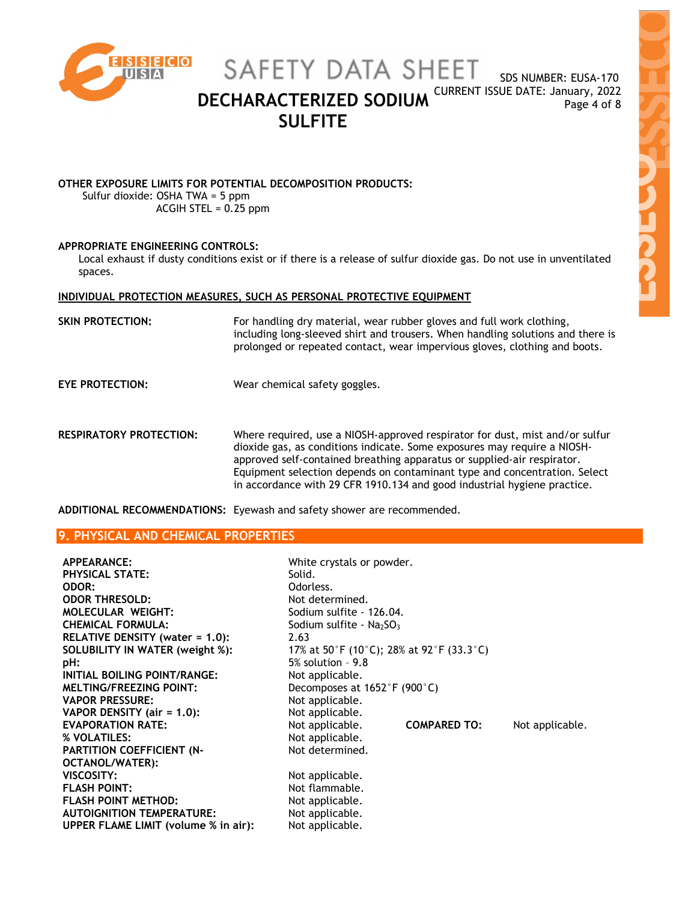**OTHER EXPOSURE LIMITS FOR POTENTIAL DECOMPOSITION PRODUCTS:**

Sulfur dioxide: OSHA TWA = 5 ppm
ACGIH STEL = 0.25 ppm

**APPROPRIATE ENGINEERING CONTROLS:**

Local exhaust if dusty conditions exist or if there is a release of sulfur dioxide gas. Do not use in unventilated spaces.

**INDIVIDUAL PROTECTION MEASURES, SUCH AS PERSONAL PROTECTIVE EQUIPMENT**

**SKIN PROTECTION:** For handling dry material, wear rubber gloves and full work clothing, including long-sleeved shirt and trousers. When handling solutions and there is prolonged or repeated contact, wear impervious gloves, clothing and boots.

**EYE PROTECTION:** Wear chemical safety goggles.

**RESPIRATORY PROTECTION:** Where required, use a NIOSH-approved respirator for dust, mist and/or sulfur dioxide gas, as conditions indicate. Some exposures may require a NIOSH-approved self-contained breathing apparatus or supplied-air respirator. Equipment selection depends on contaminant type and concentration. Select in accordance with 29 CFR 1910.134 and good industrial hygiene practice.

**ADDITIONAL RECOMMENDATIONS:** Eyewash and safety shower are recommended.

## 9. PHYSICAL AND CHEMICAL PROPERTIES

| | | | |
|---|---|---|---|
| **APPEARANCE:** | White crystals or powder. | | |
| **PHYSICAL STATE:** | Solid. | | |
| **ODOR:** | Odorless. | | |
| **ODOR THRESOLD:** | Not determined. | | |
| **MOLECULAR WEIGHT:** | Sodium sulfite - 126.04. | | |
| **CHEMICAL FORMULA:** | Sodium sulfite - $Na_2SO_3$ | | |
| **RELATIVE DENSITY (water = 1.0):** | 2.63 | | |
| **SOLUBILITY IN WATER (weight %):** | 17% at 50°F (10°C); 28% at 92°F (33.3°C) | | |
| **pH:** | 5% solution – 9.8 | | |
| **INITIAL BOILING POINT/RANGE:** | Not applicable. | | |
| **MELTING/FREEZING POINT:** | Decomposes at 1652°F (900°C) | | |
| **VAPOR PRESSURE:** | Not applicable. | | |
| **VAPOR DENSITY (air = 1.0):** | Not applicable. | | |
| **EVAPORATION RATE:** | Not applicable. | **COMPARED TO:** | Not applicable. |
| **% VOLATILES:** | Not applicable. | | |
| **PARTITION COEFFICIENT (N-OCTANOL/WATER):** | Not determined. | | |
| **VISCOSITY:** | Not applicable. | | |
| **FLASH POINT:** | Not flammable. | | |
| **FLASH POINT METHOD:** | Not applicable. | | |
| **AUTOIGNITION TEMPERATURE:** | Not applicable. | | |
| **UPPER FLAME LIMIT (volume % in air):** | Not applicable. | | |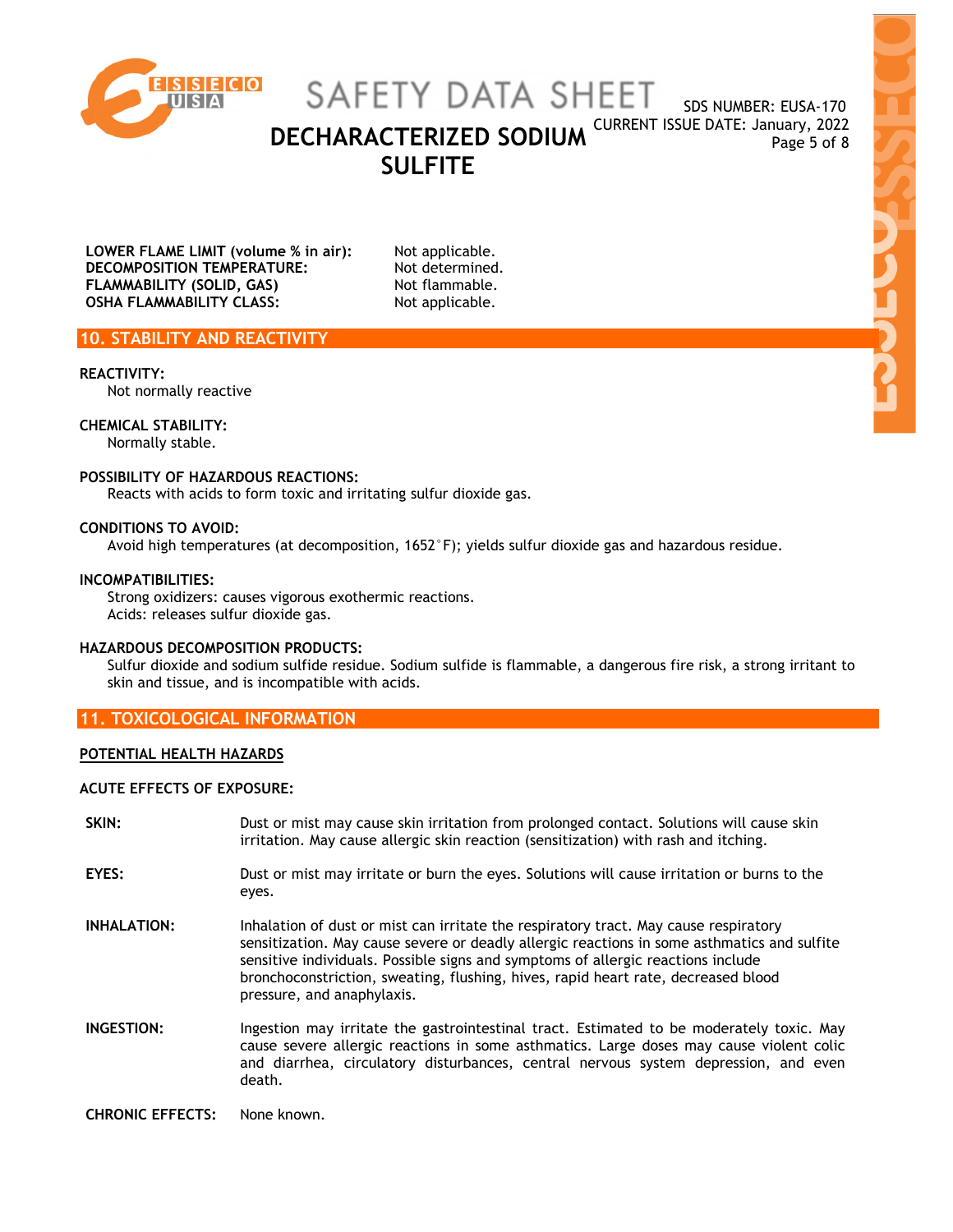**LOWER FLAME LIMIT (volume % in air):** Not applicable.
**DECOMPOSITION TEMPERATURE:** Not determined.
**FLAMMABILITY (SOLID, GAS)** Not flammable.
**OSHA FLAMMABILITY CLASS:** Not applicable.

## 10. STABILITY AND REACTIVITY

**REACTIVITY:**
Not normally reactive

**CHEMICAL STABILITY:**
Normally stable.

**POSSIBILITY OF HAZARDOUS REACTIONS:**
Reacts with acids to form toxic and irritating sulfur dioxide gas.

**CONDITIONS TO AVOID:**
Avoid high temperatures (at decomposition, 1652°F); yields sulfur dioxide gas and hazardous residue.

**INCOMPATIBILITIES:**
Strong oxidizers: causes vigorous exothermic reactions.
Acids: releases sulfur dioxide gas.

**HAZARDOUS DECOMPOSITION PRODUCTS:**
Sulfur dioxide and sodium sulfide residue. Sodium sulfide is flammable, a dangerous fire risk, a strong irritant to skin and tissue, and is incompatible with acids.

## 11. TOXICOLOGICAL INFORMATION

**POTENTIAL HEALTH HAZARDS**

**ACUTE EFFECTS OF EXPOSURE:**

**SKIN:** Dust or mist may cause skin irritation from prolonged contact. Solutions will cause skin irritation. May cause allergic skin reaction (sensitization) with rash and itching.

**EYES:** Dust or mist may irritate or burn the eyes. Solutions will cause irritation or burns to the eyes.

**INHALATION:** Inhalation of dust or mist can irritate the respiratory tract. May cause respiratory sensitization. May cause severe or deadly allergic reactions in some asthmatics and sulfite sensitive individuals. Possible signs and symptoms of allergic reactions include bronchoconstriction, sweating, flushing, hives, rapid heart rate, decreased blood pressure, and anaphylaxis.

**INGESTION:** Ingestion may irritate the gastrointestinal tract. Estimated to be moderately toxic. May cause severe allergic reactions in some asthmatics. Large doses may cause violent colic and diarrhea, circulatory disturbances, central nervous system depression, and even death.

**CHRONIC EFFECTS:** None known.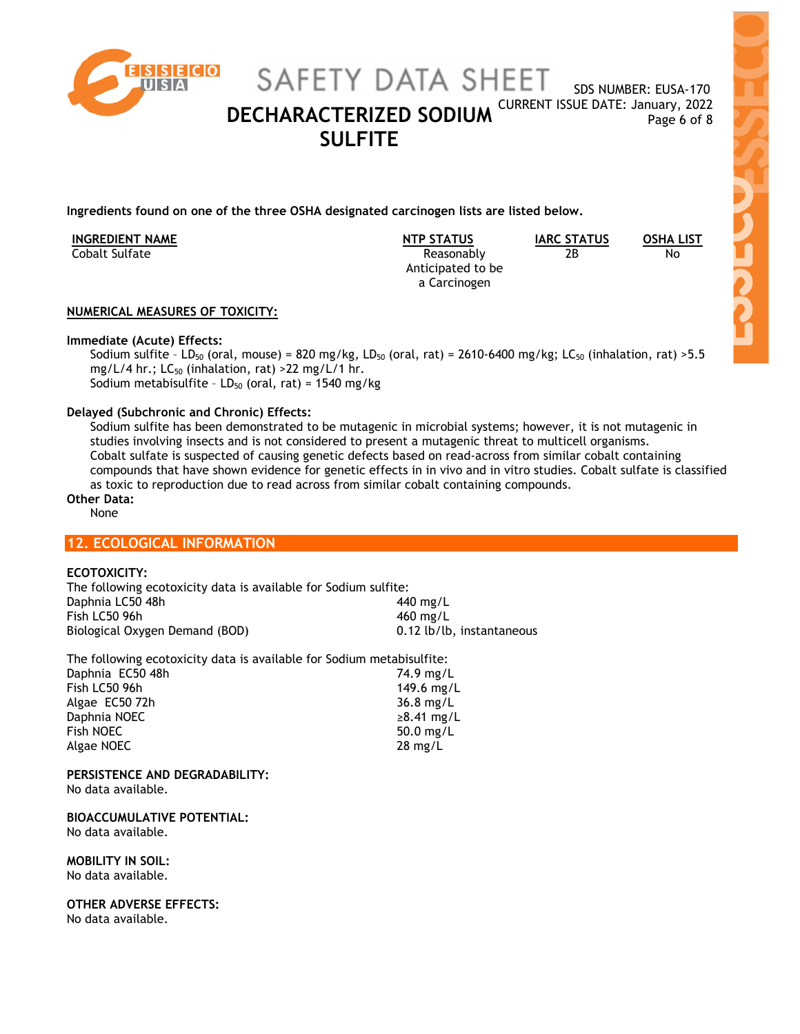Ingredients found on one of the three OSHA designated carcinogen lists are listed below.

| INGREDIENT NAME | NTP STATUS | IARC STATUS | OSHA LIST |
|---|---|---|---|
| Cobalt Sulfate | Reasonably Anticipated to be a Carcinogen | 2B | No |

**NUMERICAL MEASURES OF TOXICITY:**

**Immediate (Acute) Effects:**

Sodium sulfite – $LD_{50}$ (oral, mouse) = 820 mg/kg, $LD_{50}$ (oral, rat) = 2610-6400 mg/kg; $LC_{50}$ (inhalation, rat) >5.5 mg/L/4 hr.; $LC_{50}$ (inhalation, rat) >22 mg/L/1 hr.
Sodium metabisulfite – $LD_{50}$ (oral, rat) = 1540 mg/kg

**Delayed (Subchronic and Chronic) Effects:**

Sodium sulfite has been demonstrated to be mutagenic in microbial systems; however, it is not mutagenic in studies involving insects and is not considered to present a mutagenic threat to multicell organisms.
Cobalt sulfate is suspected of causing genetic defects based on read-across from similar cobalt containing compounds that have shown evidence for genetic effects in in vivo and in vitro studies. Cobalt sulfate is classified as toxic to reproduction due to read across from similar cobalt containing compounds.

**Other Data:**

None

## 12. ECOLOGICAL INFORMATION

**ECOTOXICITY:**

The following ecotoxicity data is available for Sodium sulfite:

| | |
|---|---|
| Daphnia LC50 48h | 440 mg/L |
| Fish LC50 96h | 460 mg/L |
| Biological Oxygen Demand (BOD) | 0.12 lb/lb, instantaneous |

The following ecotoxicity data is available for Sodium metabisulfite:

| | |
|---|---|
| Daphnia EC50 48h | 74.9 mg/L |
| Fish LC50 96h | 149.6 mg/L |
| Algae EC50 72h | 36.8 mg/L |
| Daphnia NOEC | ≥8.41 mg/L |
| Fish NOEC | 50.0 mg/L |
| Algae NOEC | 28 mg/L |

**PERSISTENCE AND DEGRADABILITY:**
No data available.

**BIOACCUMULATIVE POTENTIAL:**
No data available.

**MOBILITY IN SOIL:**
No data available.

**OTHER ADVERSE EFFECTS:**
No data available.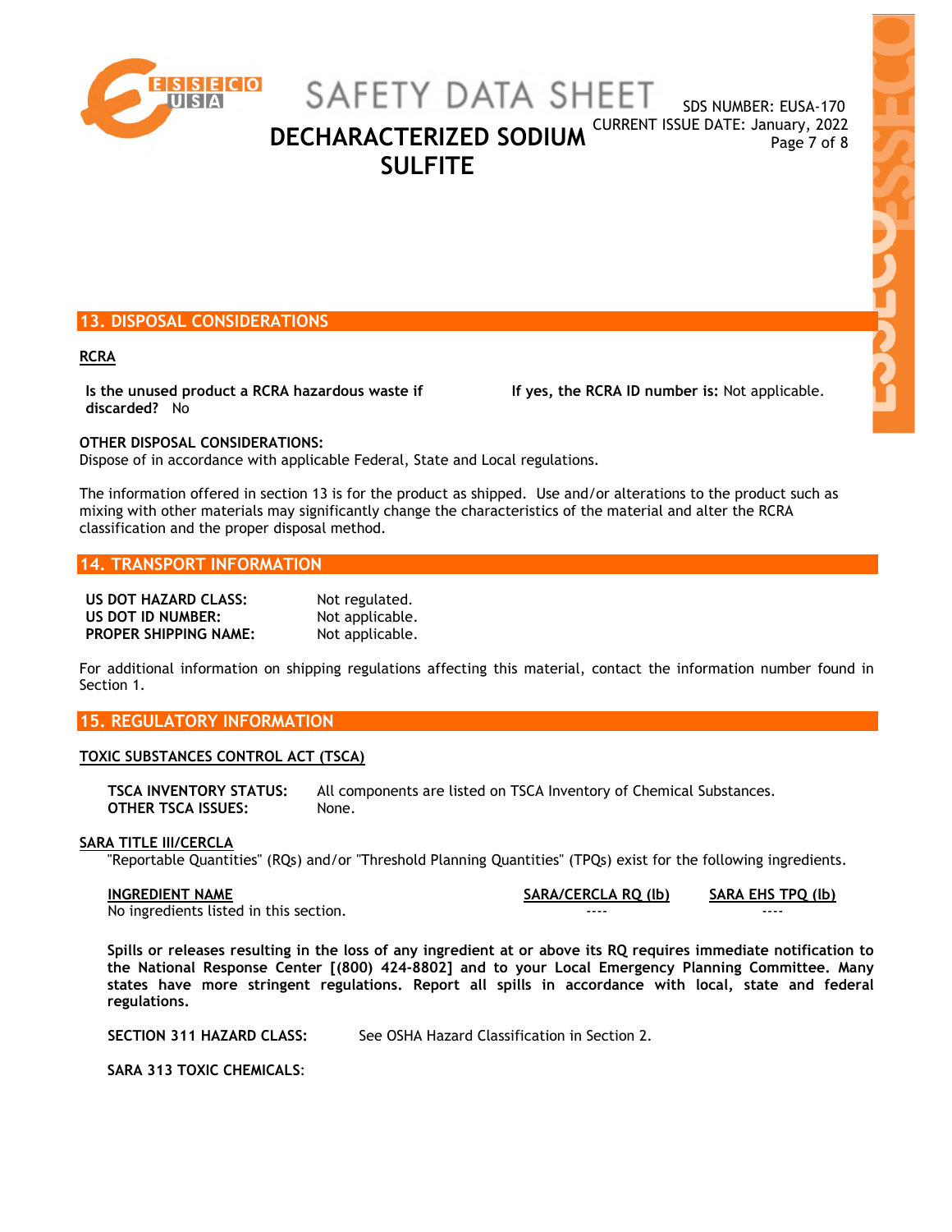## 13. DISPOSAL CONSIDERATIONS

### RCRA

**Is the unused product a RCRA hazardous waste if discarded?** No

**If yes, the RCRA ID number is:** Not applicable.

**OTHER DISPOSAL CONSIDERATIONS:**
Dispose of in accordance with applicable Federal, State and Local regulations.

The information offered in section 13 is for the product as shipped. Use and/or alterations to the product such as mixing with other materials may significantly change the characteristics of the material and alter the RCRA classification and the proper disposal method.

## 14. TRANSPORT INFORMATION

**US DOT HAZARD CLASS:** Not regulated.
**US DOT ID NUMBER:** Not applicable.
**PROPER SHIPPING NAME:** Not applicable.

For additional information on shipping regulations affecting this material, contact the information number found in Section 1.

## 15. REGULATORY INFORMATION

### TOXIC SUBSTANCES CONTROL ACT (TSCA)

**TSCA INVENTORY STATUS:** All components are listed on TSCA Inventory of Chemical Substances.
**OTHER TSCA ISSUES:** None.

### SARA TITLE III/CERCLA

"Reportable Quantities" (RQs) and/or "Threshold Planning Quantities" (TPQs) exist for the following ingredients.

| INGREDIENT NAME | SARA/CERCLA RQ (lb) | SARA EHS TPQ (lb) |
|---|---|---|
| No ingredients listed in this section. | ---- | ---- |

**Spills or releases resulting in the loss of any ingredient at or above its RQ requires immediate notification to the National Response Center [(800) 424-8802] and to your Local Emergency Planning Committee. Many states have more stringent regulations. Report all spills in accordance with local, state and federal regulations.**

**SECTION 311 HAZARD CLASS:** See OSHA Hazard Classification in Section 2.

**SARA 313 TOXIC CHEMICALS**: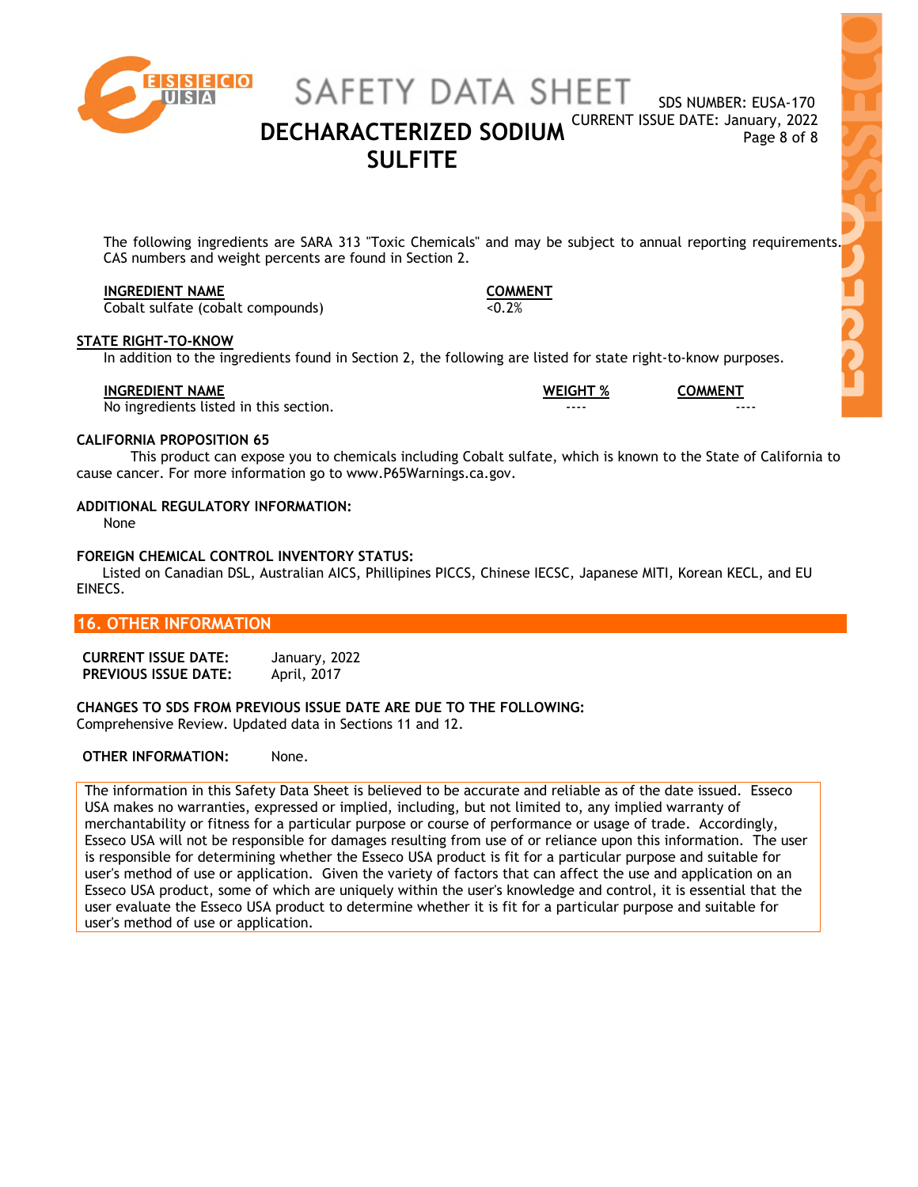The following ingredients are SARA 313 "Toxic Chemicals" and may be subject to annual reporting requirements. CAS numbers and weight percents are found in Section 2.

| INGREDIENT NAME | COMMENT |
|---|---|
| Cobalt sulfate (cobalt compounds) | <0.2% |

**STATE RIGHT-TO-KNOW**

In addition to the ingredients found in Section 2, the following are listed for state right-to-know purposes.

| INGREDIENT NAME | WEIGHT % | COMMENT |
|---|---|---|
| No ingredients listed in this section. | ---- | ---- |

**CALIFORNIA PROPOSITION 65**

This product can expose you to chemicals including Cobalt sulfate, which is known to the State of California to cause cancer. For more information go to www.P65Warnings.ca.gov.

**ADDITIONAL REGULATORY INFORMATION:**

None

**FOREIGN CHEMICAL CONTROL INVENTORY STATUS:**

Listed on Canadian DSL, Australian AICS, Phillipines PICCS, Chinese IECSC, Japanese MITI, Korean KECL, and EU EINECS.

## 16. OTHER INFORMATION

**CURRENT ISSUE DATE:** January, 2022
**PREVIOUS ISSUE DATE:** April, 2017

**CHANGES TO SDS FROM PREVIOUS ISSUE DATE ARE DUE TO THE FOLLOWING:**
Comprehensive Review. Updated data in Sections 11 and 12.

**OTHER INFORMATION:** None.

The information in this Safety Data Sheet is believed to be accurate and reliable as of the date issued. Esseco USA makes no warranties, expressed or implied, including, but not limited to, any implied warranty of merchantability or fitness for a particular purpose or course of performance or usage of trade. Accordingly, Esseco USA will not be responsible for damages resulting from use of or reliance upon this information. The user is responsible for determining whether the Esseco USA product is fit for a particular purpose and suitable for user's method of use or application. Given the variety of factors that can affect the use and application on an Esseco USA product, some of which are uniquely within the user's knowledge and control, it is essential that the user evaluate the Esseco USA product to determine whether it is fit for a particular purpose and suitable for user's method of use or application.